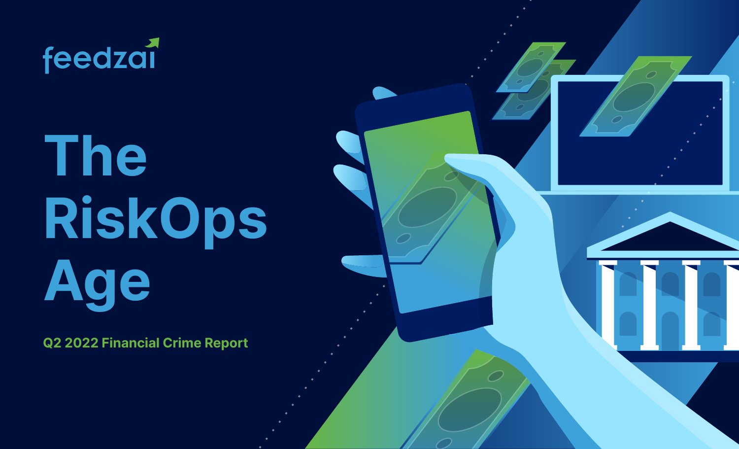feedzai

# The RiskOps Age

**Q2 2022 Financial Crime Report**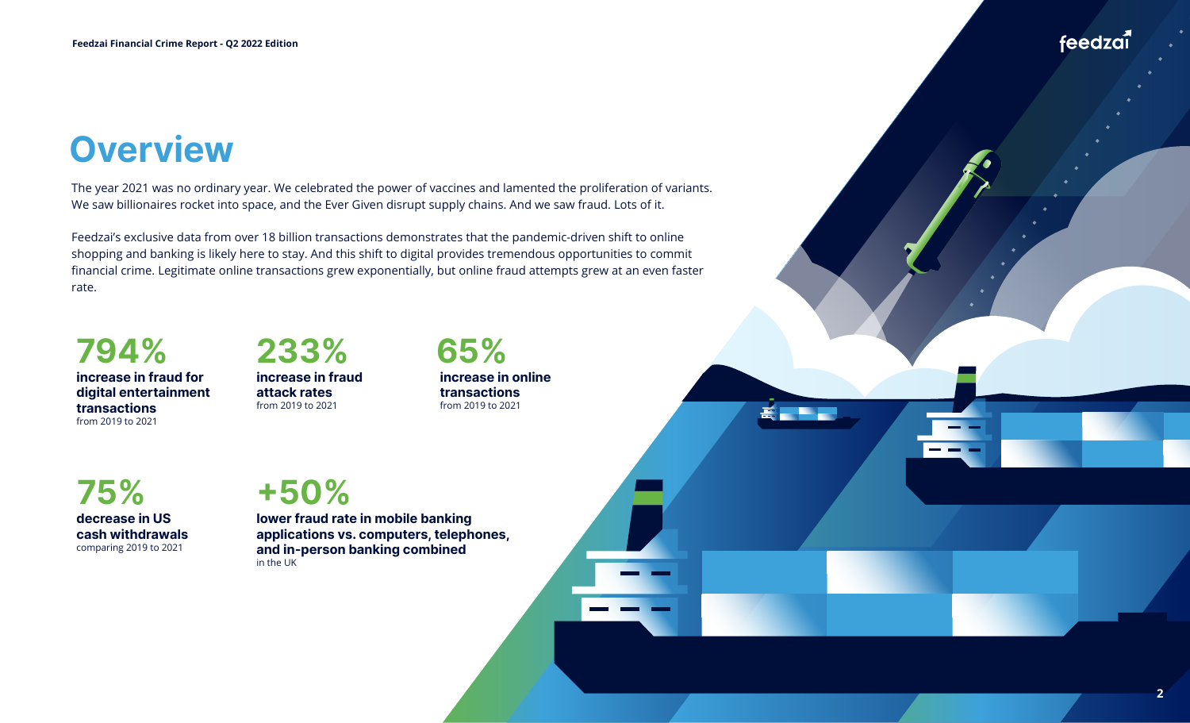# Overview

The year 2021 was no ordinary year. We celebrated the power of vaccines and lamented the proliferation of variants. We saw billionaires rocket into space, and the Ever Given disrupt supply chains. And we saw fraud. Lots of it.

Feedzai's exclusive data from over 18 billion transactions demonstrates that the pandemic-driven shift to online shopping and banking is likely here to stay. And this shift to digital provides tremendous opportunities to commit financial crime. Legitimate online transactions grew exponentially, but online fraud attempts grew at an even faster rate.

**794%**
**increase in fraud for digital entertainment transactions**
from 2019 to 2021

**233%**
**increase in fraud attack rates**
from 2019 to 2021

**65%**
**increase in online transactions**
from 2019 to 2021

**75%**
**decrease in US cash withdrawals**
comparing 2019 to 2021

**+50%**
**lower fraud rate in mobile banking applications vs. computers, telephones, and in-person banking combined**
in the UK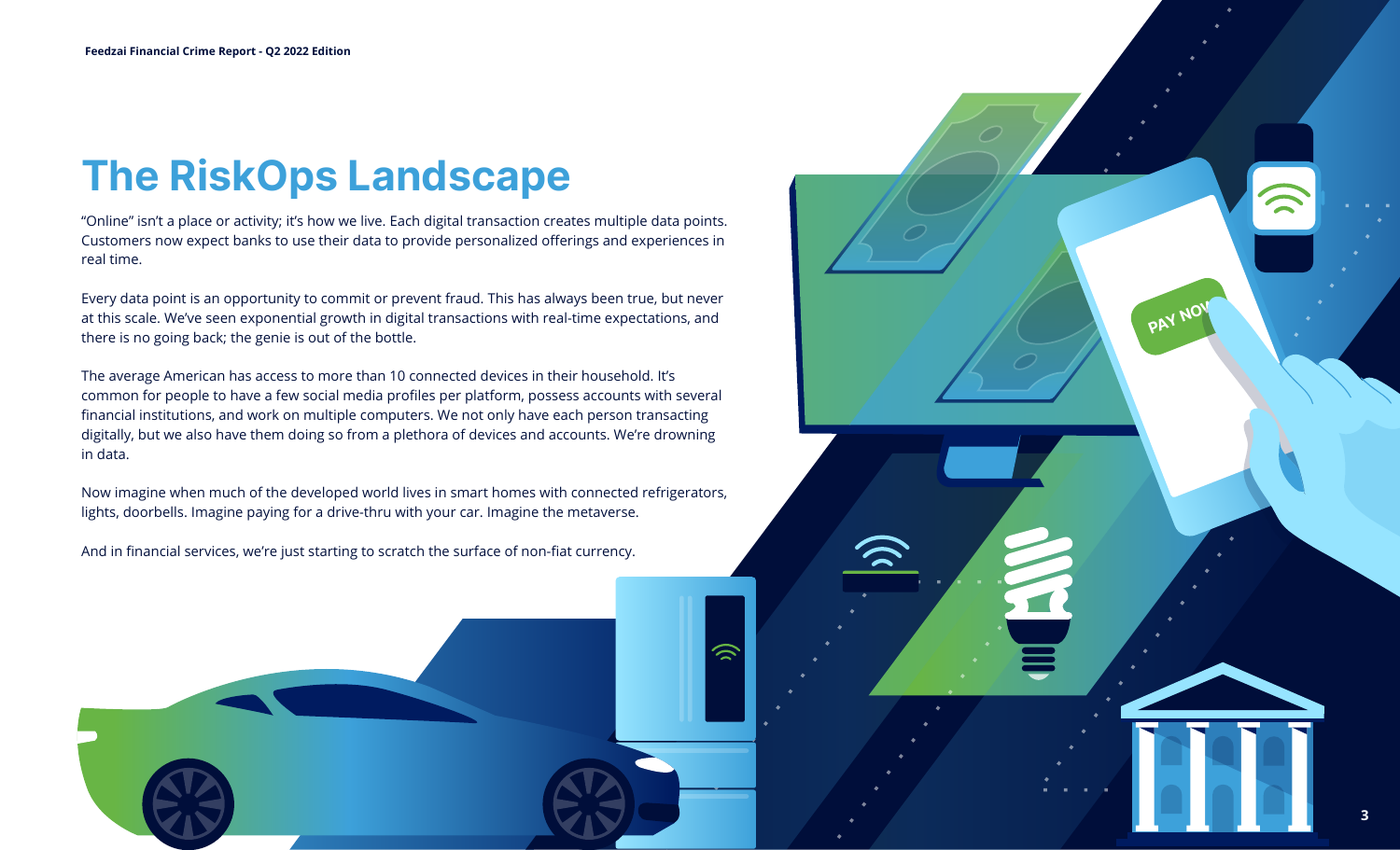# The RiskOps Landscape

"Online" isn't a place or activity; it's how we live. Each digital transaction creates multiple data points. Customers now expect banks to use their data to provide personalized offerings and experiences in real time.

Every data point is an opportunity to commit or prevent fraud. This has always been true, but never at this scale. We've seen exponential growth in digital transactions with real-time expectations, and there is no going back; the genie is out of the bottle.

The average American has access to more than 10 connected devices in their household. It's common for people to have a few social media profiles per platform, possess accounts with several financial institutions, and work on multiple computers. We not only have each person transacting digitally, but we also have them doing so from a plethora of devices and accounts. We're drowning in data.

Now imagine when much of the developed world lives in smart homes with connected refrigerators, lights, doorbells. Imagine paying for a drive-thru with your car. Imagine the metaverse.

And in financial services, we're just starting to scratch the surface of non-fiat currency.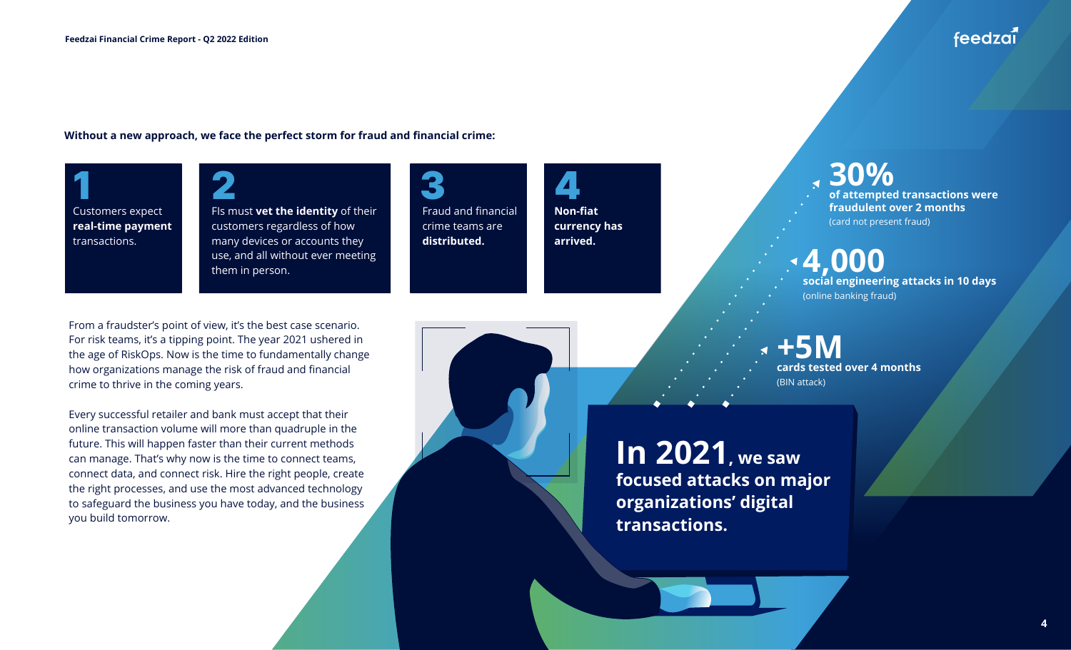**Without a new approach, we face the perfect storm for fraud and financial crime:**

**1**
Customers expect **real-time payment** transactions.

**2**
FIs must **vet the identity** of their customers regardless of how many devices or accounts they use, and all without ever meeting them in person.

**3**
Fraud and financial crime teams are **distributed.**

**4**
**Non-fiat currency has arrived.**

From a fraudster's point of view, it's the best case scenario. For risk teams, it's a tipping point. The year 2021 ushered in the age of RiskOps. Now is the time to fundamentally change how organizations manage the risk of fraud and financial crime to thrive in the coming years.

Every successful retailer and bank must accept that their online transaction volume will more than quadruple in the future. This will happen faster than their current methods can manage. That's why now is the time to connect teams, connect data, and connect risk. Hire the right people, create the right processes, and use the most advanced technology to safeguard the business you have today, and the business you build tomorrow.

**In 2021, we saw focused attacks on major organizations' digital transactions.**

**30%**
**of attempted transactions were fraudulent over 2 months**
(card not present fraud)

**4,000**
**social engineering attacks in 10 days**
(online banking fraud)

**+5M**
**cards tested over 4 months**
(BIN attack)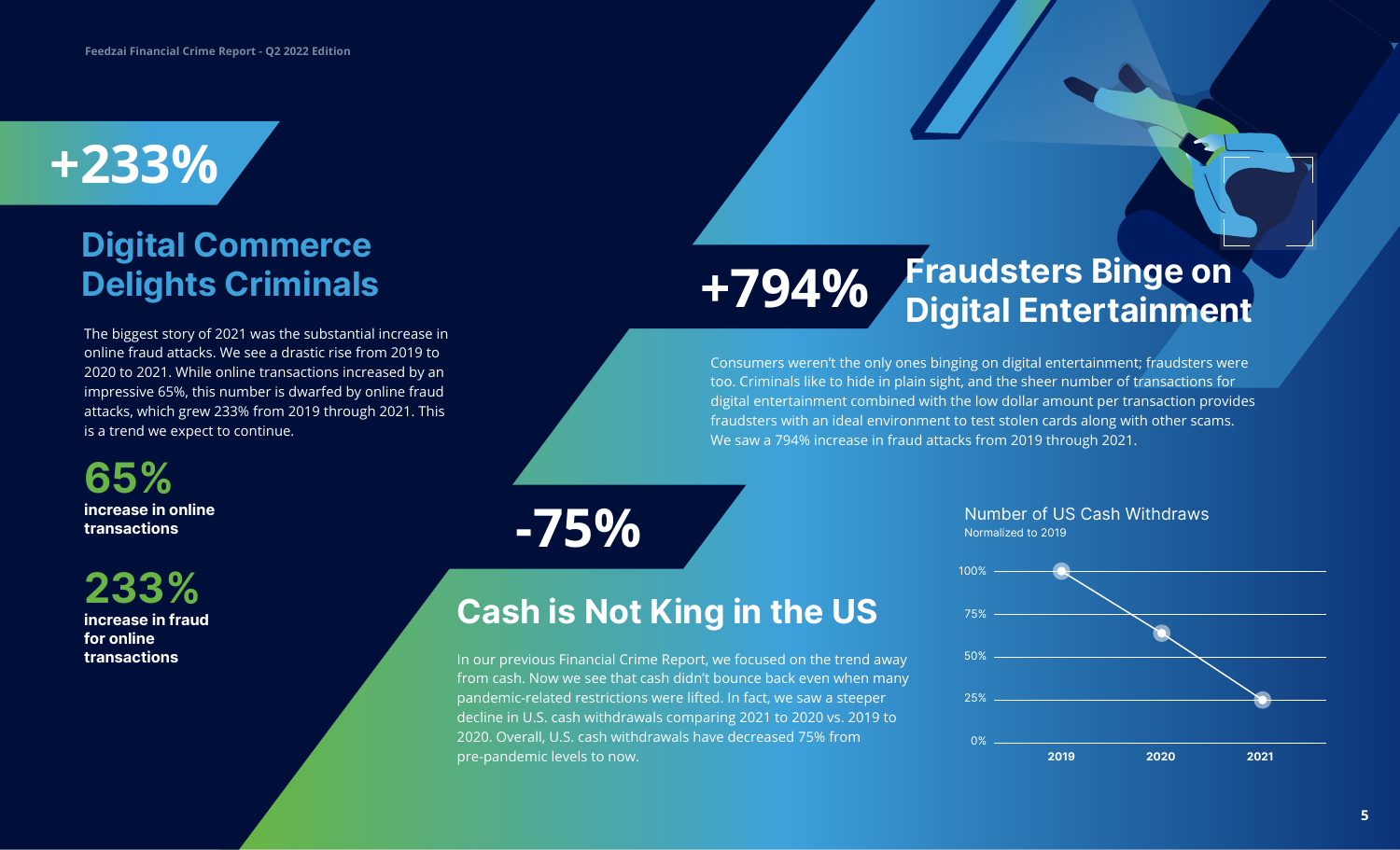**+233%**

## Digital Commerce Delights Criminals

The biggest story of 2021 was the substantial increase in online fraud attacks. We see a drastic rise from 2019 to 2020 to 2021. While online transactions increased by an impressive 65%, this number is dwarfed by online fraud attacks, which grew 233% from 2019 through 2021. This is a trend we expect to continue.

**65%**
**increase in online transactions**

**233%**
**increase in fraud for online transactions**

**+794%**

## Fraudsters Binge on Digital Entertainment

Consumers weren't the only ones binging on digital entertainment; fraudsters were too. Criminals like to hide in plain sight, and the sheer number of transactions for digital entertainment combined with the low dollar amount per transaction provides fraudsters with an ideal environment to test stolen cards along with other scams. We saw a 794% increase in fraud attacks from 2019 through 2021.

**-75%**

## Cash is Not King in the US

In our previous Financial Crime Report, we focused on the trend away from cash. Now we see that cash didn't bounce back even when many pandemic-related restrictions were lifted. In fact, we saw a steeper decline in U.S. cash withdrawals comparing 2021 to 2020 vs. 2019 to 2020. Overall, U.S. cash withdrawals have decreased 75% from pre-pandemic levels to now.

Number of US Cash Withdraws
Normalized to 2019

| Year | Cash Withdrawals (Normalized to 2019) |
|---|---|
| 2019 | ~100% |
| 2020 | ~63% |
| 2021 | ~25% |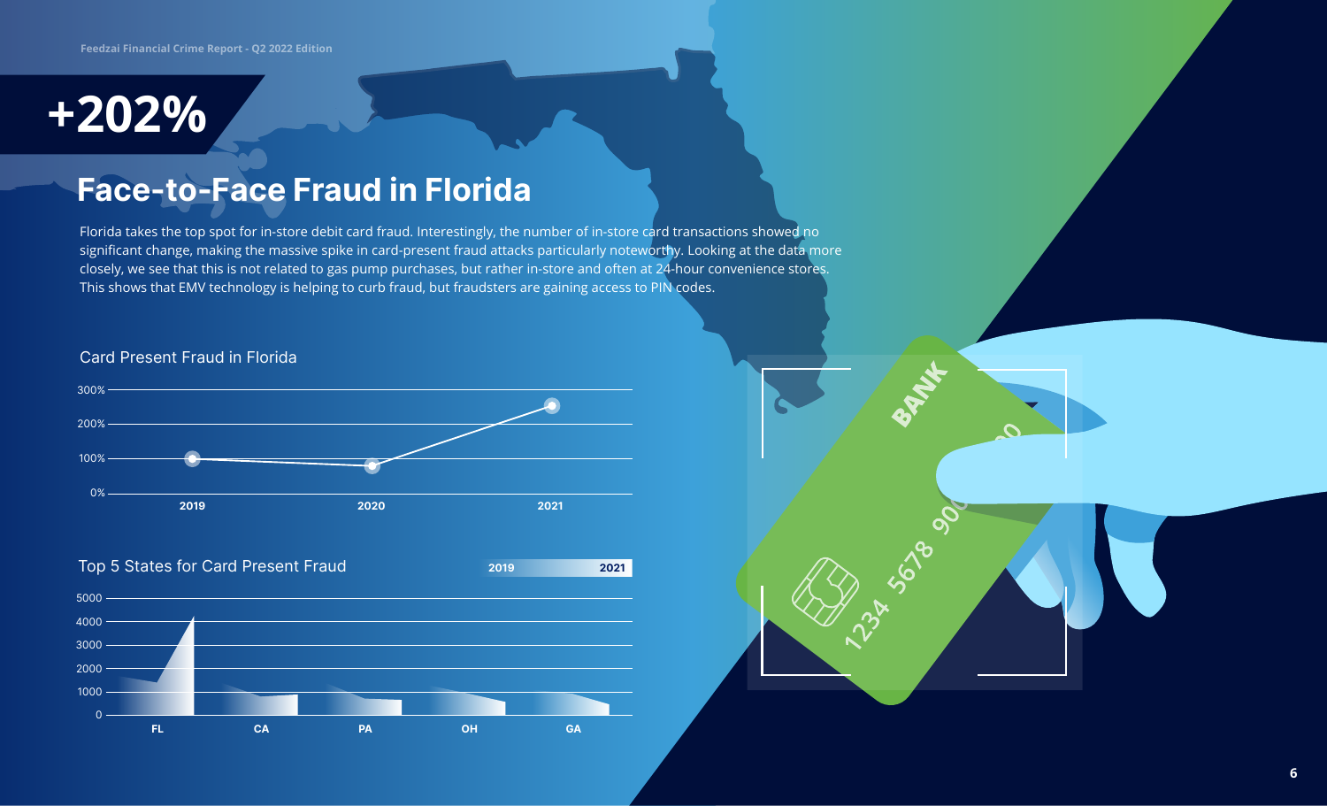# +202%

## Face-to-Face Fraud in Florida

Florida takes the top spot for in-store debit card fraud. Interestingly, the number of in-store card transactions showed no significant change, making the massive spike in card-present fraud attacks particularly noteworthy. Looking at the data more closely, we see that this is not related to gas pump purchases, but rather in-store and often at 24-hour convenience stores. This shows that EMV technology is helping to curb fraud, but fraudsters are gaining access to PIN codes.

### Card Present Fraud in Florida

### Top 5 States for Card Present Fraud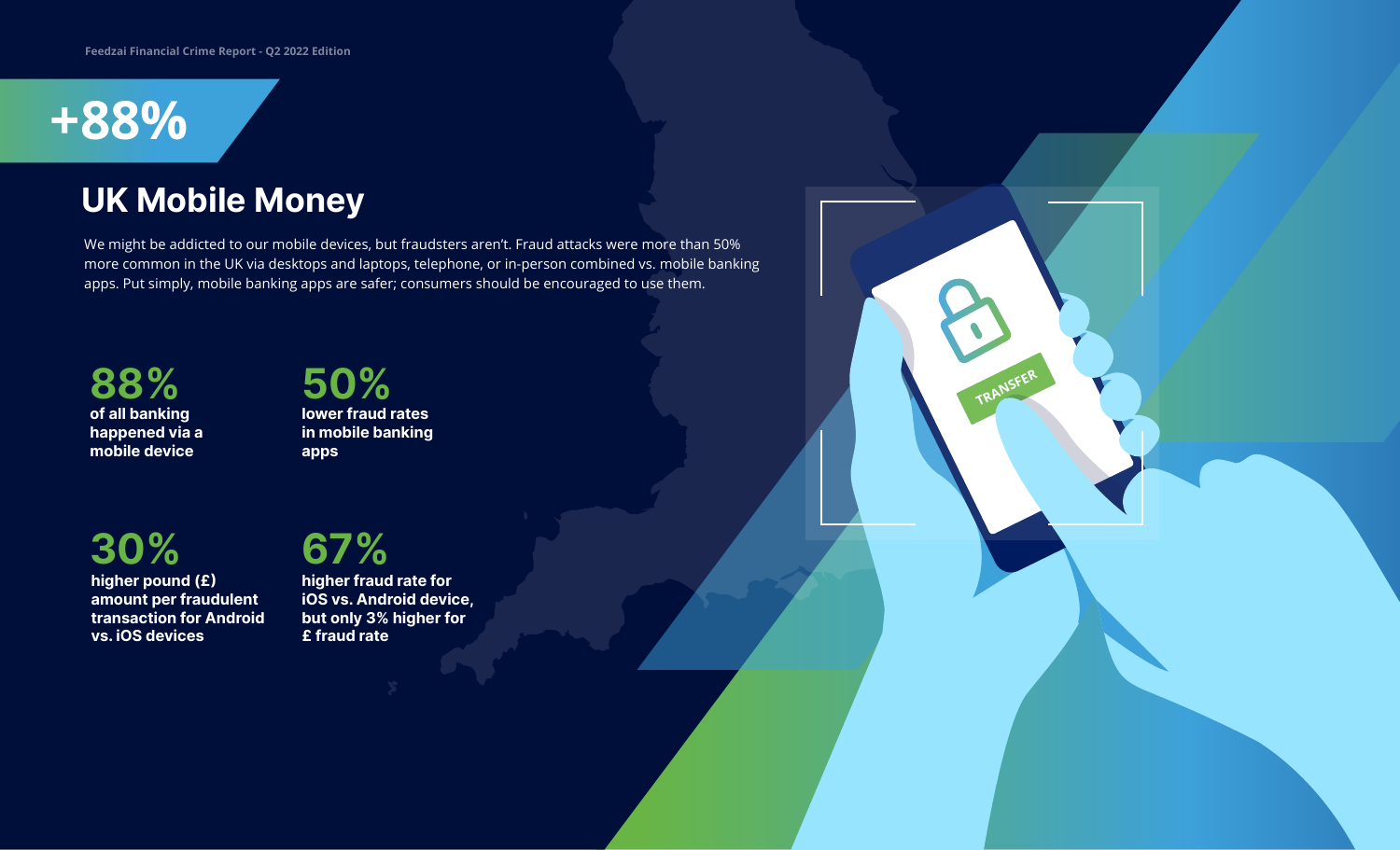**+88%**

# UK Mobile Money

We might be addicted to our mobile devices, but fraudsters aren't. Fraud attacks were more than 50% more common in the UK via desktops and laptops, telephone, or in-person combined vs. mobile banking apps. Put simply, mobile banking apps are safer; consumers should be encouraged to use them.

**88%**
**of all banking happened via a mobile device**

**50%**
**lower fraud rates in mobile banking apps**

**30%**
**higher pound (£) amount per fraudulent transaction for Android vs. iOS devices**

**67%**
**higher fraud rate for iOS vs. Android device, but only 3% higher for £ fraud rate**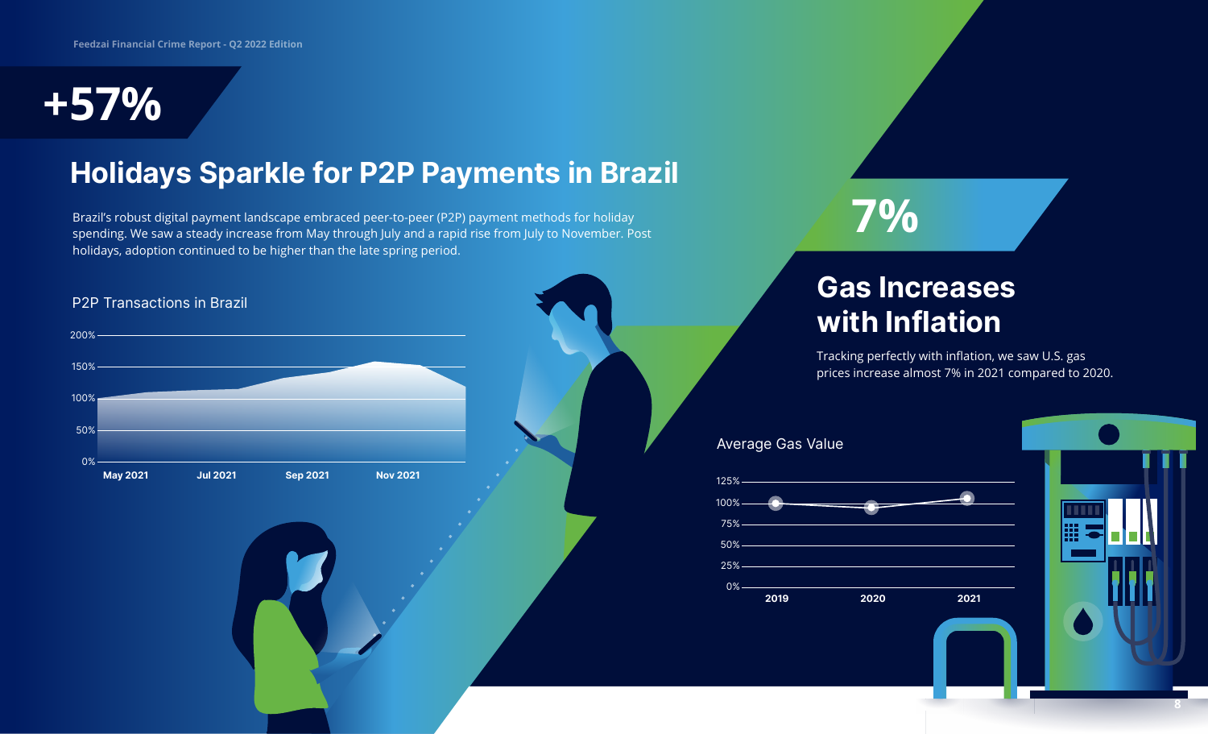# +57%

## Holidays Sparkle for P2P Payments in Brazil

Brazil's robust digital payment landscape embraced peer-to-peer (P2P) payment methods for holiday spending. We saw a steady increase from May through July and a rapid rise from July to November. Post holidays, adoption continued to be higher than the late spring period.

P2P Transactions in Brazil

200%
150%
100%
50%
0%

May 2021 | Jul 2021 | Sep 2021 | Nov 2021

# 7%

## Gas Increases with Inflation

Tracking perfectly with inflation, we saw U.S. gas prices increase almost 7% in 2021 compared to 2020.

Average Gas Value

125%
100%
75%
50%
25%
0%

2019 | 2020 | 2021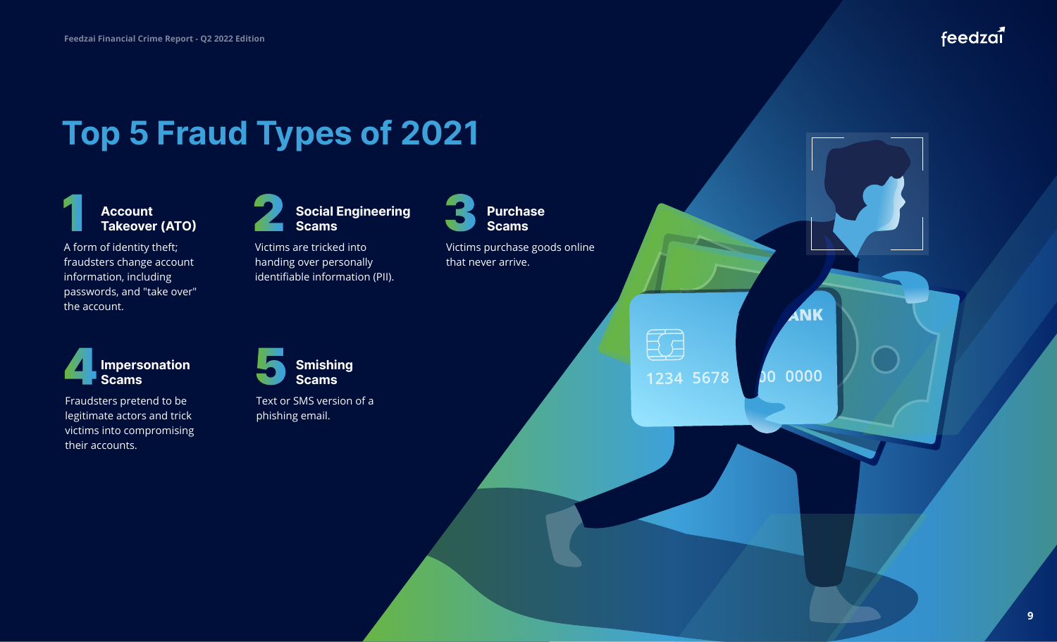# Top 5 Fraud Types of 2021

## 1 Account Takeover (ATO)

A form of identity theft; fraudsters change account information, including passwords, and "take over" the account.

## 2 Social Engineering Scams

Victims are tricked into handing over personally identifiable information (PII).

## 3 Purchase Scams

Victims purchase goods online that never arrive.

## 4 Impersonation Scams

Fraudsters pretend to be legitimate actors and trick victims into compromising their accounts.

## 5 Smishing Scams

Text or SMS version of a phishing email.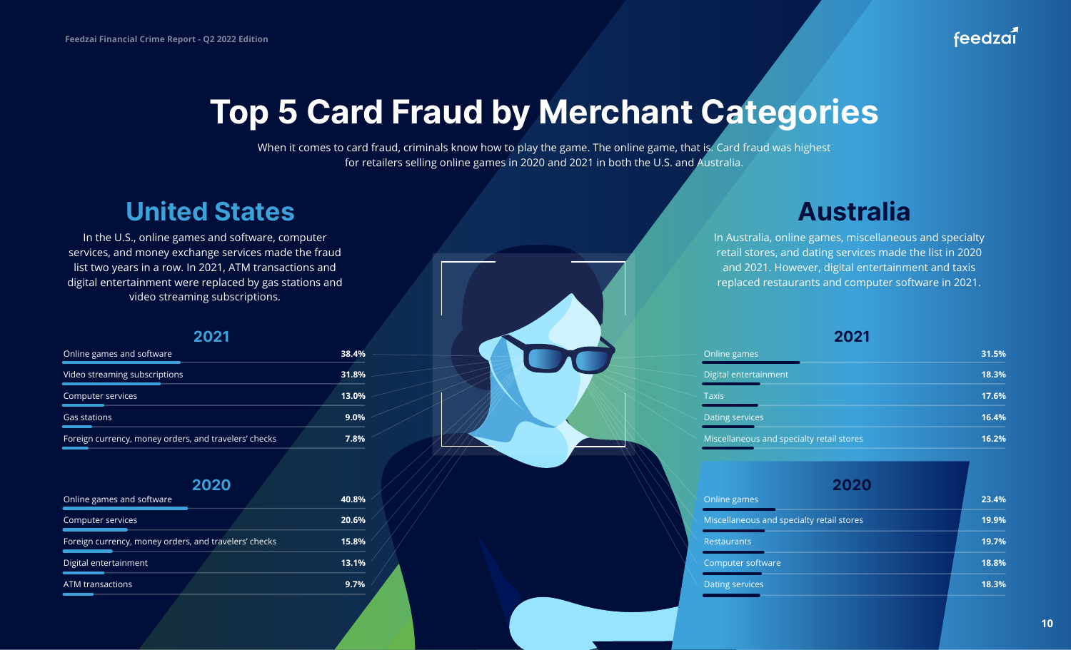# Top 5 Card Fraud by Merchant Categories

When it comes to card fraud, criminals know how to play the game. The online game, that is. Card fraud was highest for retailers selling online games in 2020 and 2021 in both the U.S. and Australia.

## United States

In the U.S., online games and software, computer services, and money exchange services made the fraud list two years in a row. In 2021, ATM transactions and digital entertainment were replaced by gas stations and video streaming subscriptions.

### 2021

| Merchant Category | % |
|---|---|
| Online games and software | 38.4% |
| Video streaming subscriptions | 31.8% |
| Computer services | 13.0% |
| Gas stations | 9.0% |
| Foreign currency, money orders, and travelers' checks | 7.8% |

### 2020

| Merchant Category | % |
|---|---|
| Online games and software | 40.8% |
| Computer services | 20.6% |
| Foreign currency, money orders, and travelers' checks | 15.8% |
| Digital entertainment | 13.1% |
| ATM transactions | 9.7% |

## Australia

In Australia, online games, miscellaneous and specialty retail stores, and dating services made the list in 2020 and 2021. However, digital entertainment and taxis replaced restaurants and computer software in 2021.

### 2021

| Merchant Category | % |
|---|---|
| Online games | 31.5% |
| Digital entertainment | 18.3% |
| Taxis | 17.6% |
| Dating services | 16.4% |
| Miscellaneous and specialty retail stores | 16.2% |

### 2020

| Merchant Category | % |
|---|---|
| Online games | 23.4% |
| Miscellaneous and specialty retail stores | 19.9% |
| Restaurants | 19.7% |
| Computer software | 18.8% |
| Dating services | 18.3% |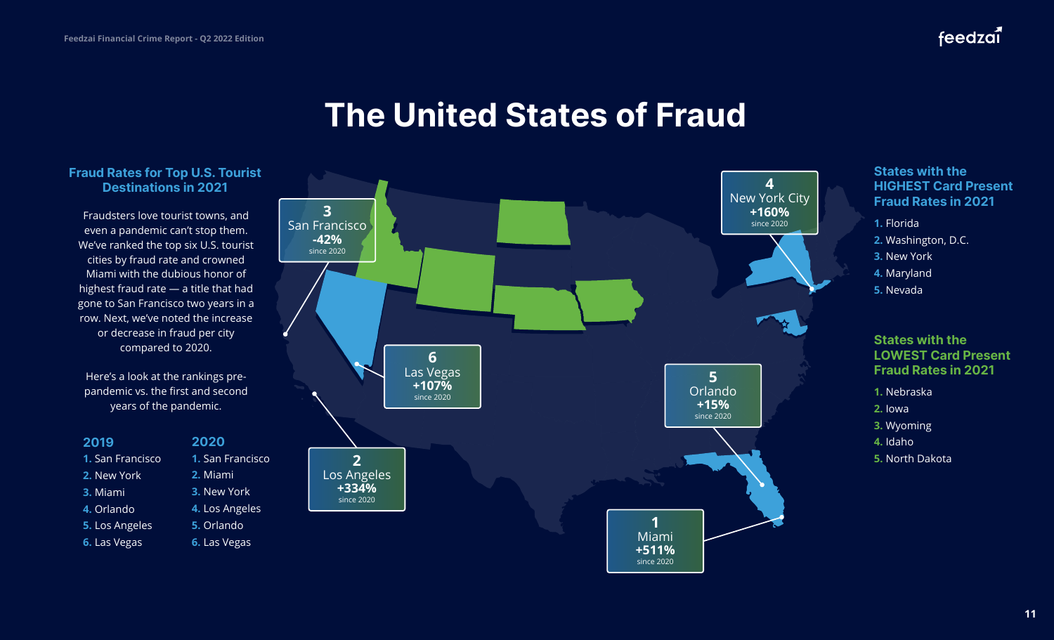# The United States of Fraud

## Fraud Rates for Top U.S. Tourist Destinations in 2021

Fraudsters love tourist towns, and even a pandemic can't stop them. We've ranked the top six U.S. tourist cities by fraud rate and crowned Miami with the dubious honor of highest fraud rate — a title that had gone to San Francisco two years in a row. Next, we've noted the increase or decrease in fraud per city compared to 2020.

Here's a look at the rankings pre-pandemic vs. the first and second years of the pandemic.

**2019**

1. San Francisco
2. New York
3. Miami
4. Orlando
5. Los Angeles
6. Las Vegas

**2020**

1. San Francisco
2. Miami
3. New York
4. Los Angeles
5. Orlando
6. Las Vegas

| Rank | City | Change since 2020 |
|---|---|---|
| 1 | Miami | +511% |
| 2 | Los Angeles | +334% |
| 3 | San Francisco | -42% |
| 4 | New York City | +160% |
| 5 | Orlando | +15% |
| 6 | Las Vegas | +107% |

## States with the HIGHEST Card Present Fraud Rates in 2021

1. Florida
2. Washington, D.C.
3. New York
4. Maryland
5. Nevada

## States with the LOWEST Card Present Fraud Rates in 2021

1. Nebraska
2. Iowa
3. Wyoming
4. Idaho
5. North Dakota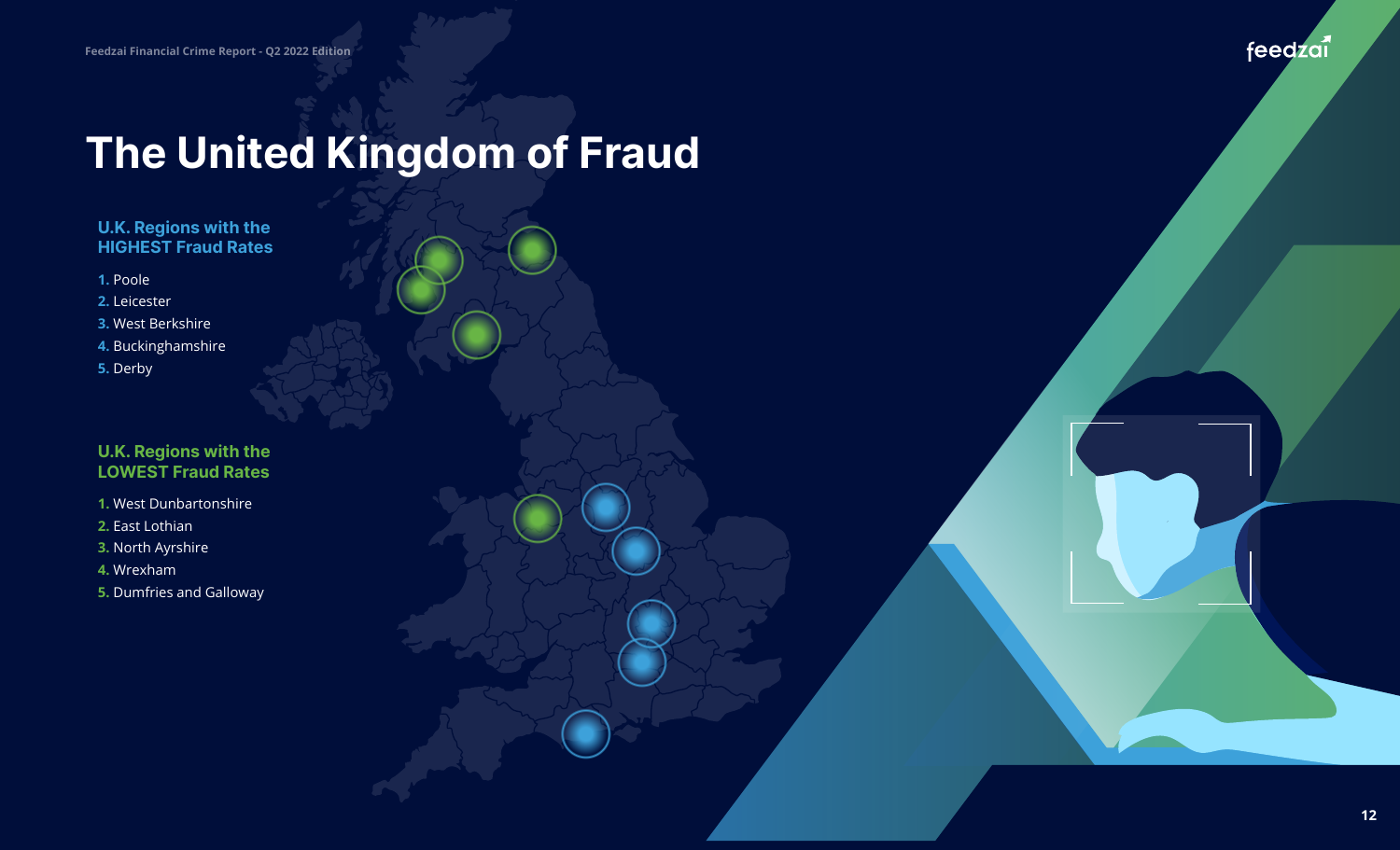# The United Kingdom of Fraud

## U.K. Regions with the HIGHEST Fraud Rates

1. Poole
2. Leicester
3. West Berkshire
4. Buckinghamshire
5. Derby

## U.K. Regions with the LOWEST Fraud Rates

1. West Dunbartonshire
2. East Lothian
3. North Ayrshire
4. Wrexham
5. Dumfries and Galloway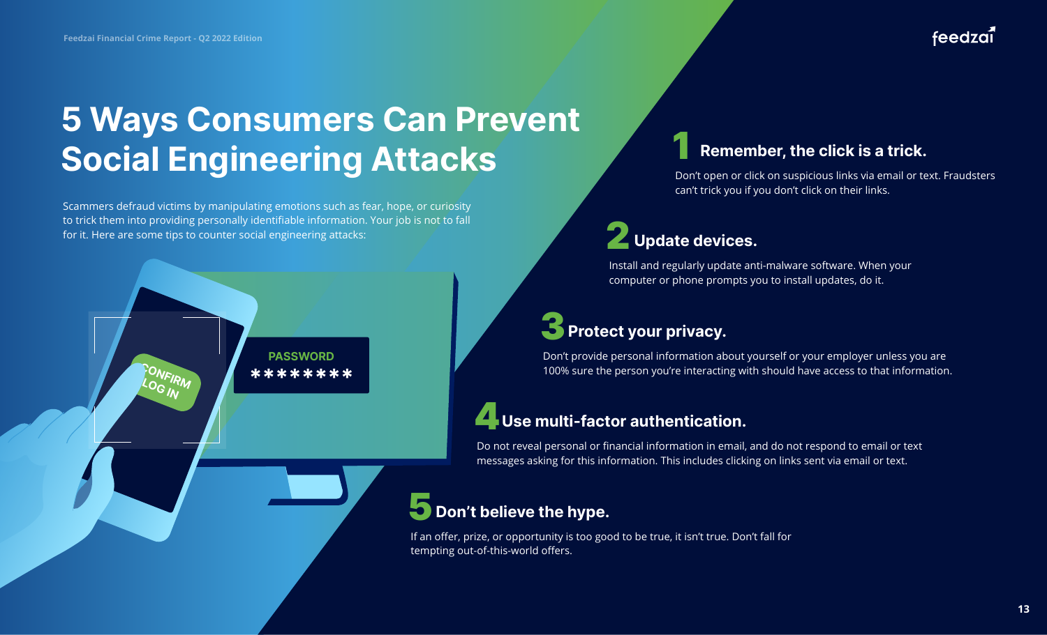# 5 Ways Consumers Can Prevent Social Engineering Attacks

Scammers defraud victims by manipulating emotions such as fear, hope, or curiosity to trick them into providing personally identifiable information. Your job is not to fall for it. Here are some tips to counter social engineering attacks:

## 1 Remember, the click is a trick.

Don't open or click on suspicious links via email or text. Fraudsters can't trick you if you don't click on their links.

## 2 Update devices.

Install and regularly update anti-malware software. When your computer or phone prompts you to install updates, do it.

## 3 Protect your privacy.

Don't provide personal information about yourself or your employer unless you are 100% sure the person you're interacting with should have access to that information.

## 4 Use multi-factor authentication.

Do not reveal personal or financial information in email, and do not respond to email or text messages asking for this information. This includes clicking on links sent via email or text.

## 5 Don't believe the hype.

If an offer, prize, or opportunity is too good to be true, it isn't true. Don't fall for tempting out-of-this-world offers.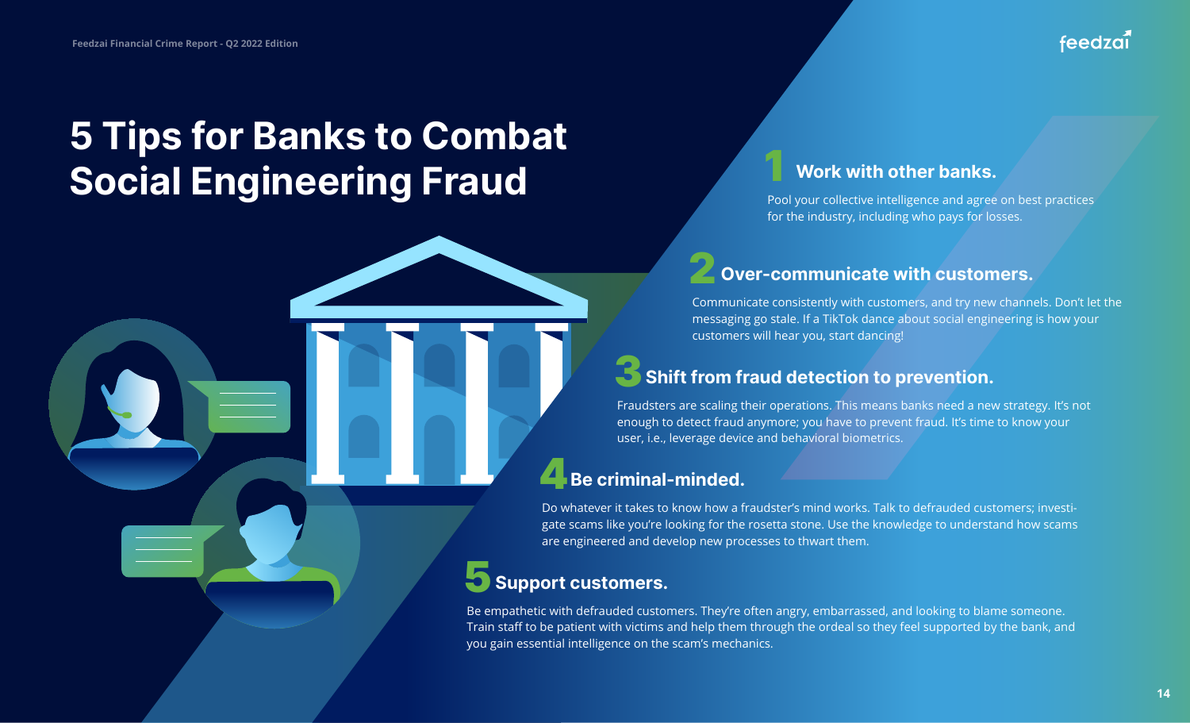# 5 Tips for Banks to Combat Social Engineering Fraud

## 1 Work with other banks.

Pool your collective intelligence and agree on best practices for the industry, including who pays for losses.

## 2 Over-communicate with customers.

Communicate consistently with customers, and try new channels. Don't let the messaging go stale. If a TikTok dance about social engineering is how your customers will hear you, start dancing!

## 3 Shift from fraud detection to prevention.

Fraudsters are scaling their operations. This means banks need a new strategy. It's not enough to detect fraud anymore; you have to prevent fraud. It's time to know your user, i.e., leverage device and behavioral biometrics.

## 4 Be criminal-minded.

Do whatever it takes to know how a fraudster's mind works. Talk to defrauded customers; investigate scams like you're looking for the rosetta stone. Use the knowledge to understand how scams are engineered and develop new processes to thwart them.

## 5 Support customers.

Be empathetic with defrauded customers. They're often angry, embarrassed, and looking to blame someone. Train staff to be patient with victims and help them through the ordeal so they feel supported by the bank, and you gain essential intelligence on the scam's mechanics.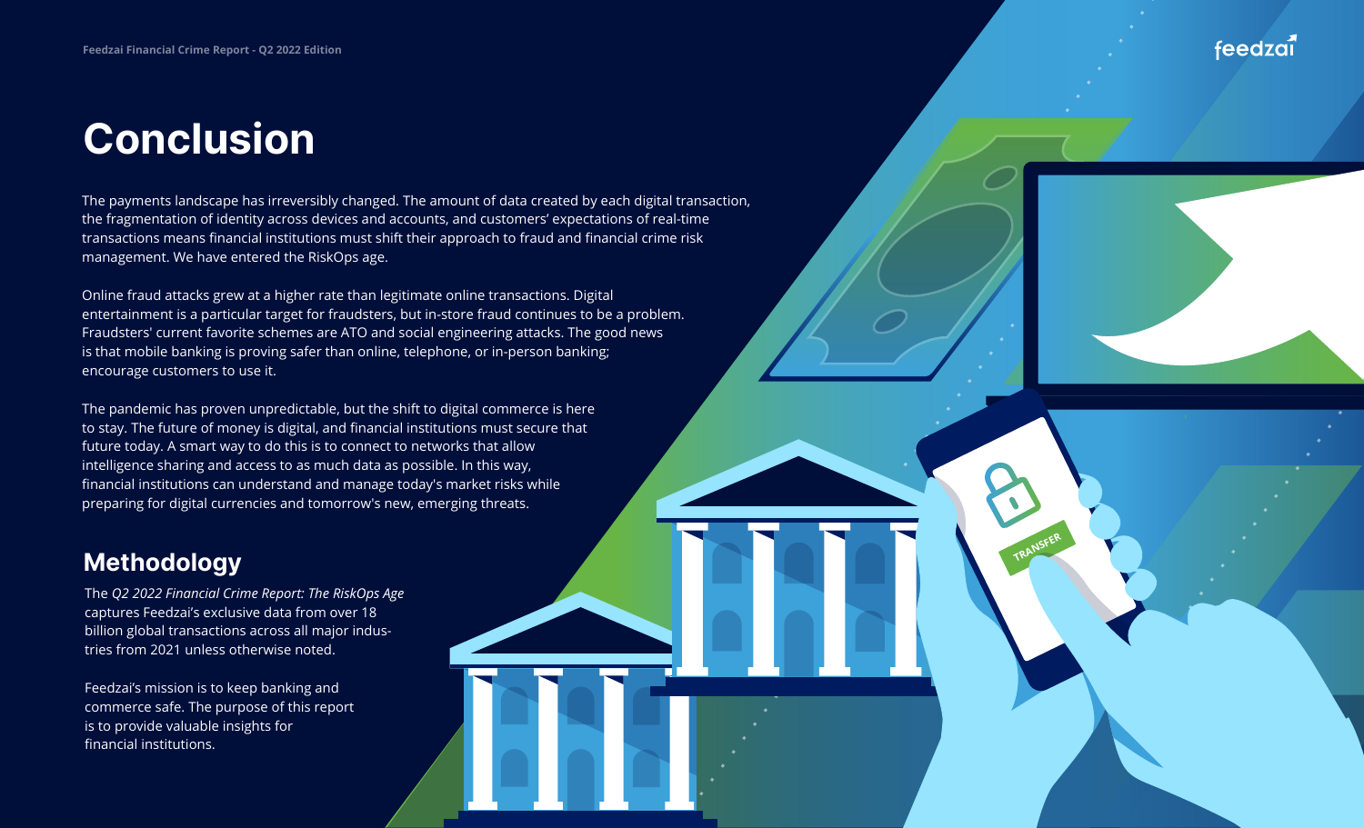# Conclusion

The payments landscape has irreversibly changed. The amount of data created by each digital transaction, the fragmentation of identity across devices and accounts, and customers' expectations of real-time transactions means financial institutions must shift their approach to fraud and financial crime risk management. We have entered the RiskOps age.

Online fraud attacks grew at a higher rate than legitimate online transactions. Digital entertainment is a particular target for fraudsters, but in-store fraud continues to be a problem. Fraudsters' current favorite schemes are ATO and social engineering attacks. The good news is that mobile banking is proving safer than online, telephone, or in-person banking; encourage customers to use it.

The pandemic has proven unpredictable, but the shift to digital commerce is here to stay. The future of money is digital, and financial institutions must secure that future today. A smart way to do this is to connect to networks that allow intelligence sharing and access to as much data as possible. In this way, financial institutions can understand and manage today's market risks while preparing for digital currencies and tomorrow's new, emerging threats.

## Methodology

The *Q2 2022 Financial Crime Report: The RiskOps Age* captures Feedzai's exclusive data from over 18 billion global transactions across all major industries from 2021 unless otherwise noted.

Feedzai's mission is to keep banking and commerce safe. The purpose of this report is to provide valuable insights for financial institutions.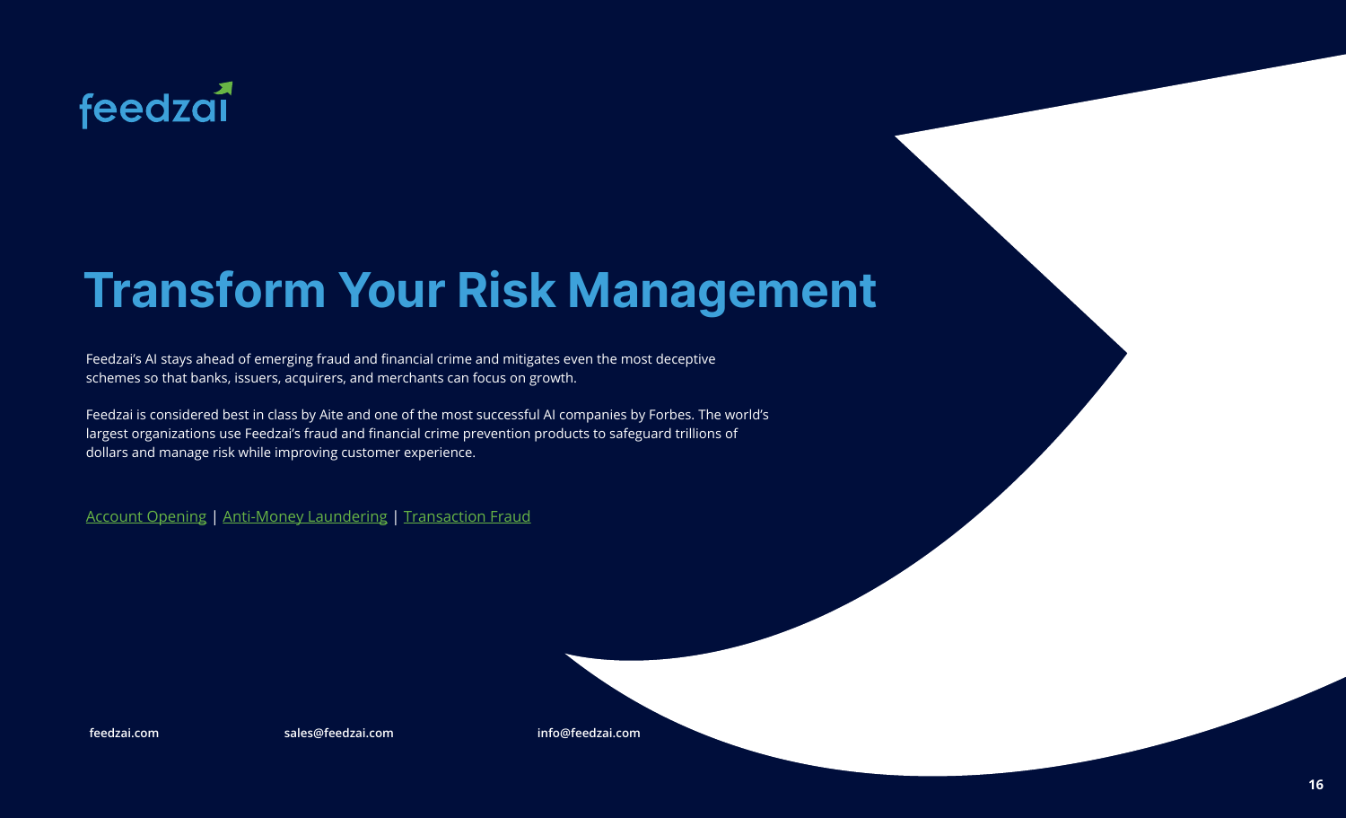feedzai

# Transform Your Risk Management

Feedzai's AI stays ahead of emerging fraud and financial crime and mitigates even the most deceptive schemes so that banks, issuers, acquirers, and merchants can focus on growth.

Feedzai is considered best in class by Aite and one of the most successful AI companies by Forbes. The world's largest organizations use Feedzai's fraud and financial crime prevention products to safeguard trillions of dollars and manage risk while improving customer experience.

Account Opening | Anti-Money Laundering | Transaction Fraud

**feedzai.com** **sales@feedzai.com** **info@feedzai.com**